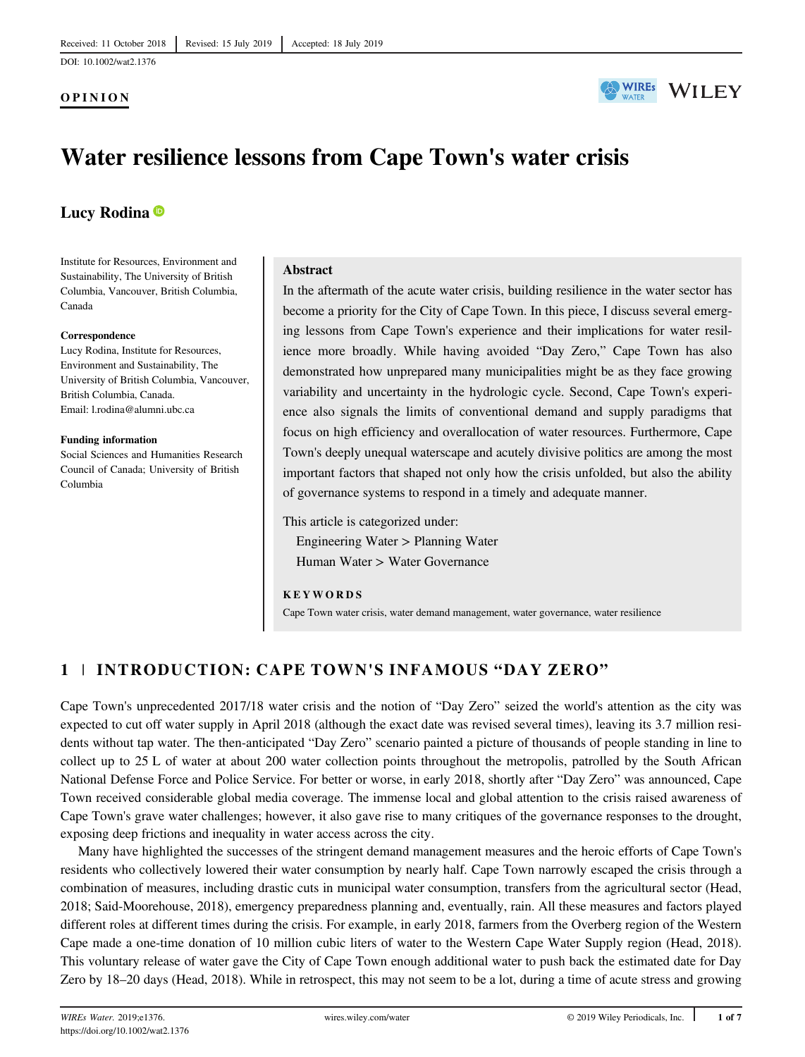Received: 11 October 2018 | Revised: 15 July 2019 | Accepted: 18 July 2019

DOI: 10.1002/wat2.1376

**OPINION**

# Water resilience lessons from Cape Town's water crisis

**Lucy Rodina**

Institute for Resources, Environment and Sustainability, The University of British Columbia, Vancouver, British Columbia, Canada

**Correspondence**
Lucy Rodina, Institute for Resources, Environment and Sustainability, The University of British Columbia, Vancouver, British Columbia, Canada.
Email: l.rodina@alumni.ubc.ca

**Funding information**
Social Sciences and Humanities Research Council of Canada; University of British Columbia

**Abstract**

In the aftermath of the acute water crisis, building resilience in the water sector has become a priority for the City of Cape Town. In this piece, I discuss several emerging lessons from Cape Town's experience and their implications for water resilience more broadly. While having avoided "Day Zero," Cape Town has also demonstrated how unprepared many municipalities might be as they face growing variability and uncertainty in the hydrologic cycle. Second, Cape Town's experience also signals the limits of conventional demand and supply paradigms that focus on high efficiency and overallocation of water resources. Furthermore, Cape Town's deeply unequal waterscape and acutely divisive politics are among the most important factors that shaped not only how the crisis unfolded, but also the ability of governance systems to respond in a timely and adequate manner.

This article is categorized under:
Engineering Water > Planning Water
Human Water > Water Governance

**KEYWORDS**

Cape Town water crisis, water demand management, water governance, water resilience

## 1 | INTRODUCTION: CAPE TOWN'S INFAMOUS "DAY ZERO"

Cape Town's unprecedented 2017/18 water crisis and the notion of "Day Zero" seized the world's attention as the city was expected to cut off water supply in April 2018 (although the exact date was revised several times), leaving its 3.7 million residents without tap water. The then-anticipated "Day Zero" scenario painted a picture of thousands of people standing in line to collect up to 25 L of water at about 200 water collection points throughout the metropolis, patrolled by the South African National Defense Force and Police Service. For better or worse, in early 2018, shortly after "Day Zero" was announced, Cape Town received considerable global media coverage. The immense local and global attention to the crisis raised awareness of Cape Town's grave water challenges; however, it also gave rise to many critiques of the governance responses to the drought, exposing deep frictions and inequality in water access across the city.

Many have highlighted the successes of the stringent demand management measures and the heroic efforts of Cape Town's residents who collectively lowered their water consumption by nearly half. Cape Town narrowly escaped the crisis through a combination of measures, including drastic cuts in municipal water consumption, transfers from the agricultural sector (Head, 2018; Said-Moorehouse, 2018), emergency preparedness planning and, eventually, rain. All these measures and factors played different roles at different times during the crisis. For example, in early 2018, farmers from the Overberg region of the Western Cape made a one-time donation of 10 million cubic liters of water to the Western Cape Water Supply region (Head, 2018). This voluntary release of water gave the City of Cape Town enough additional water to push back the estimated date for Day Zero by 18–20 days (Head, 2018). While in retrospect, this may not seem to be a lot, during a time of acute stress and growing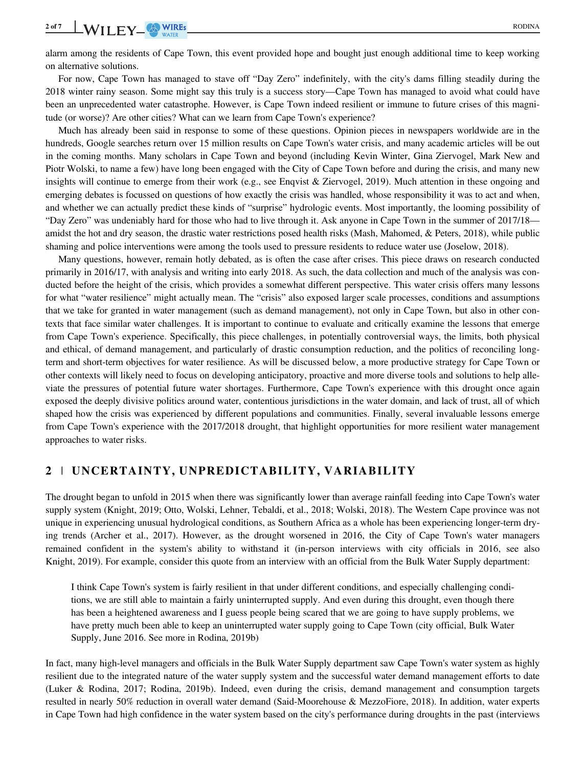alarm among the residents of Cape Town, this event provided hope and bought just enough additional time to keep working on alternative solutions.

For now, Cape Town has managed to stave off "Day Zero" indefinitely, with the city's dams filling steadily during the 2018 winter rainy season. Some might say this truly is a success story—Cape Town has managed to avoid what could have been an unprecedented water catastrophe. However, is Cape Town indeed resilient or immune to future crises of this magnitude (or worse)? Are other cities? What can we learn from Cape Town's experience?

Much has already been said in response to some of these questions. Opinion pieces in newspapers worldwide are in the hundreds, Google searches return over 15 million results on Cape Town's water crisis, and many academic articles will be out in the coming months. Many scholars in Cape Town and beyond (including Kevin Winter, Gina Ziervogel, Mark New and Piotr Wolski, to name a few) have long been engaged with the City of Cape Town before and during the crisis, and many new insights will continue to emerge from their work (e.g., see Enqvist & Ziervogel, 2019). Much attention in these ongoing and emerging debates is focussed on questions of how exactly the crisis was handled, whose responsibility it was to act and when, and whether we can actually predict these kinds of "surprise" hydrologic events. Most importantly, the looming possibility of "Day Zero" was undeniably hard for those who had to live through it. Ask anyone in Cape Town in the summer of 2017/18—amidst the hot and dry season, the drastic water restrictions posed health risks (Mash, Mahomed, & Peters, 2018), while public shaming and police interventions were among the tools used to pressure residents to reduce water use (Joselow, 2018).

Many questions, however, remain hotly debated, as is often the case after crises. This piece draws on research conducted primarily in 2016/17, with analysis and writing into early 2018. As such, the data collection and much of the analysis was conducted before the height of the crisis, which provides a somewhat different perspective. This water crisis offers many lessons for what "water resilience" might actually mean. The "crisis" also exposed larger scale processes, conditions and assumptions that we take for granted in water management (such as demand management), not only in Cape Town, but also in other contexts that face similar water challenges. It is important to continue to evaluate and critically examine the lessons that emerge from Cape Town's experience. Specifically, this piece challenges, in potentially controversial ways, the limits, both physical and ethical, of demand management, and particularly of drastic consumption reduction, and the politics of reconciling long-term and short-term objectives for water resilience. As will be discussed below, a more productive strategy for Cape Town or other contexts will likely need to focus on developing anticipatory, proactive and more diverse tools and solutions to help alleviate the pressures of potential future water shortages. Furthermore, Cape Town's experience with this drought once again exposed the deeply divisive politics around water, contentious jurisdictions in the water domain, and lack of trust, all of which shaped how the crisis was experienced by different populations and communities. Finally, several invaluable lessons emerge from Cape Town's experience with the 2017/2018 drought, that highlight opportunities for more resilient water management approaches to water risks.

## 2 | UNCERTAINTY, UNPREDICTABILITY, VARIABILITY

The drought began to unfold in 2015 when there was significantly lower than average rainfall feeding into Cape Town's water supply system (Knight, 2019; Otto, Wolski, Lehner, Tebaldi, et al., 2018; Wolski, 2018). The Western Cape province was not unique in experiencing unusual hydrological conditions, as Southern Africa as a whole has been experiencing longer-term drying trends (Archer et al., 2017). However, as the drought worsened in 2016, the City of Cape Town's water managers remained confident in the system's ability to withstand it (in-person interviews with city officials in 2016, see also Knight, 2019). For example, consider this quote from an interview with an official from the Bulk Water Supply department:

> I think Cape Town's system is fairly resilient in that under different conditions, and especially challenging conditions, we are still able to maintain a fairly uninterrupted supply. And even during this drought, even though there has been a heightened awareness and I guess people being scared that we are going to have supply problems, we have pretty much been able to keep an uninterrupted water supply going to Cape Town (city official, Bulk Water Supply, June 2016. See more in Rodina, 2019b)

In fact, many high-level managers and officials in the Bulk Water Supply department saw Cape Town's water system as highly resilient due to the integrated nature of the water supply system and the successful water demand management efforts to date (Luker & Rodina, 2017; Rodina, 2019b). Indeed, even during the crisis, demand management and consumption targets resulted in nearly 50% reduction in overall water demand (Said-Moorehouse & MezzoFiore, 2018). In addition, water experts in Cape Town had high confidence in the water system based on the city's performance during droughts in the past (interviews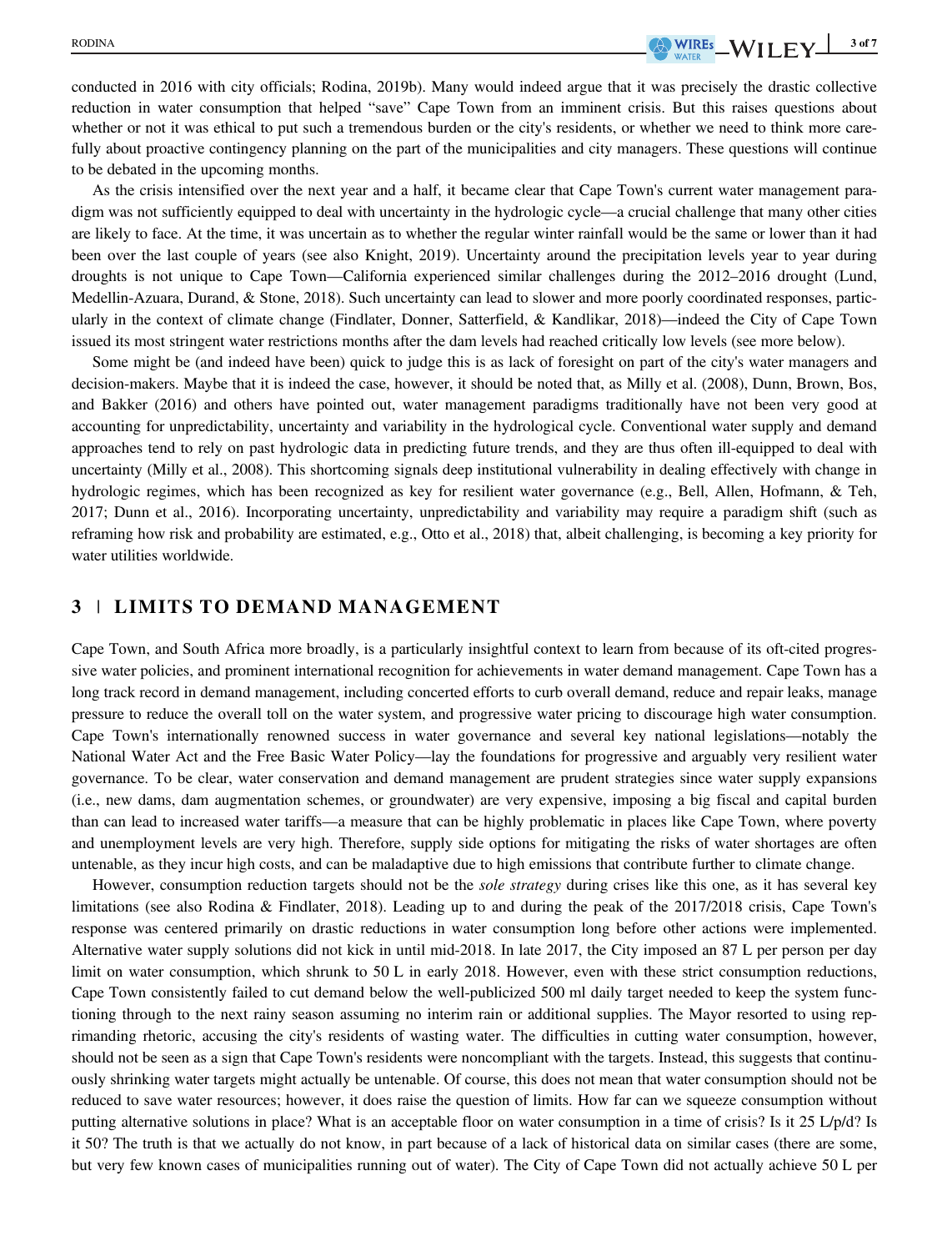conducted in 2016 with city officials; Rodina, 2019b). Many would indeed argue that it was precisely the drastic collective reduction in water consumption that helped "save" Cape Town from an imminent crisis. But this raises questions about whether or not it was ethical to put such a tremendous burden or the city's residents, or whether we need to think more carefully about proactive contingency planning on the part of the municipalities and city managers. These questions will continue to be debated in the upcoming months.

As the crisis intensified over the next year and a half, it became clear that Cape Town's current water management paradigm was not sufficiently equipped to deal with uncertainty in the hydrologic cycle—a crucial challenge that many other cities are likely to face. At the time, it was uncertain as to whether the regular winter rainfall would be the same or lower than it had been over the last couple of years (see also Knight, 2019). Uncertainty around the precipitation levels year to year during droughts is not unique to Cape Town—California experienced similar challenges during the 2012–2016 drought (Lund, Medellin-Azuara, Durand, & Stone, 2018). Such uncertainty can lead to slower and more poorly coordinated responses, particularly in the context of climate change (Findlater, Donner, Satterfield, & Kandlikar, 2018)—indeed the City of Cape Town issued its most stringent water restrictions months after the dam levels had reached critically low levels (see more below).

Some might be (and indeed have been) quick to judge this is as lack of foresight on part of the city's water managers and decision-makers. Maybe that it is indeed the case, however, it should be noted that, as Milly et al. (2008), Dunn, Brown, Bos, and Bakker (2016) and others have pointed out, water management paradigms traditionally have not been very good at accounting for unpredictability, uncertainty and variability in the hydrological cycle. Conventional water supply and demand approaches tend to rely on past hydrologic data in predicting future trends, and they are thus often ill-equipped to deal with uncertainty (Milly et al., 2008). This shortcoming signals deep institutional vulnerability in dealing effectively with change in hydrologic regimes, which has been recognized as key for resilient water governance (e.g., Bell, Allen, Hofmann, & Teh, 2017; Dunn et al., 2016). Incorporating uncertainty, unpredictability and variability may require a paradigm shift (such as reframing how risk and probability are estimated, e.g., Otto et al., 2018) that, albeit challenging, is becoming a key priority for water utilities worldwide.

## 3 | LIMITS TO DEMAND MANAGEMENT

Cape Town, and South Africa more broadly, is a particularly insightful context to learn from because of its oft-cited progressive water policies, and prominent international recognition for achievements in water demand management. Cape Town has a long track record in demand management, including concerted efforts to curb overall demand, reduce and repair leaks, manage pressure to reduce the overall toll on the water system, and progressive water pricing to discourage high water consumption. Cape Town's internationally renowned success in water governance and several key national legislations—notably the National Water Act and the Free Basic Water Policy—lay the foundations for progressive and arguably very resilient water governance. To be clear, water conservation and demand management are prudent strategies since water supply expansions (i.e., new dams, dam augmentation schemes, or groundwater) are very expensive, imposing a big fiscal and capital burden than can lead to increased water tariffs—a measure that can be highly problematic in places like Cape Town, where poverty and unemployment levels are very high. Therefore, supply side options for mitigating the risks of water shortages are often untenable, as they incur high costs, and can be maladaptive due to high emissions that contribute further to climate change.

However, consumption reduction targets should not be the *sole strategy* during crises like this one, as it has several key limitations (see also Rodina & Findlater, 2018). Leading up to and during the peak of the 2017/2018 crisis, Cape Town's response was centered primarily on drastic reductions in water consumption long before other actions were implemented. Alternative water supply solutions did not kick in until mid-2018. In late 2017, the City imposed an 87 L per person per day limit on water consumption, which shrunk to 50 L in early 2018. However, even with these strict consumption reductions, Cape Town consistently failed to cut demand below the well-publicized 500 ml daily target needed to keep the system functioning through to the next rainy season assuming no interim rain or additional supplies. The Mayor resorted to using reprimanding rhetoric, accusing the city's residents of wasting water. The difficulties in cutting water consumption, however, should not be seen as a sign that Cape Town's residents were noncompliant with the targets. Instead, this suggests that continuously shrinking water targets might actually be untenable. Of course, this does not mean that water consumption should not be reduced to save water resources; however, it does raise the question of limits. How far can we squeeze consumption without putting alternative solutions in place? What is an acceptable floor on water consumption in a time of crisis? Is it 25 L/p/d? Is it 50? The truth is that we actually do not know, in part because of a lack of historical data on similar cases (there are some, but very few known cases of municipalities running out of water). The City of Cape Town did not actually achieve 50 L per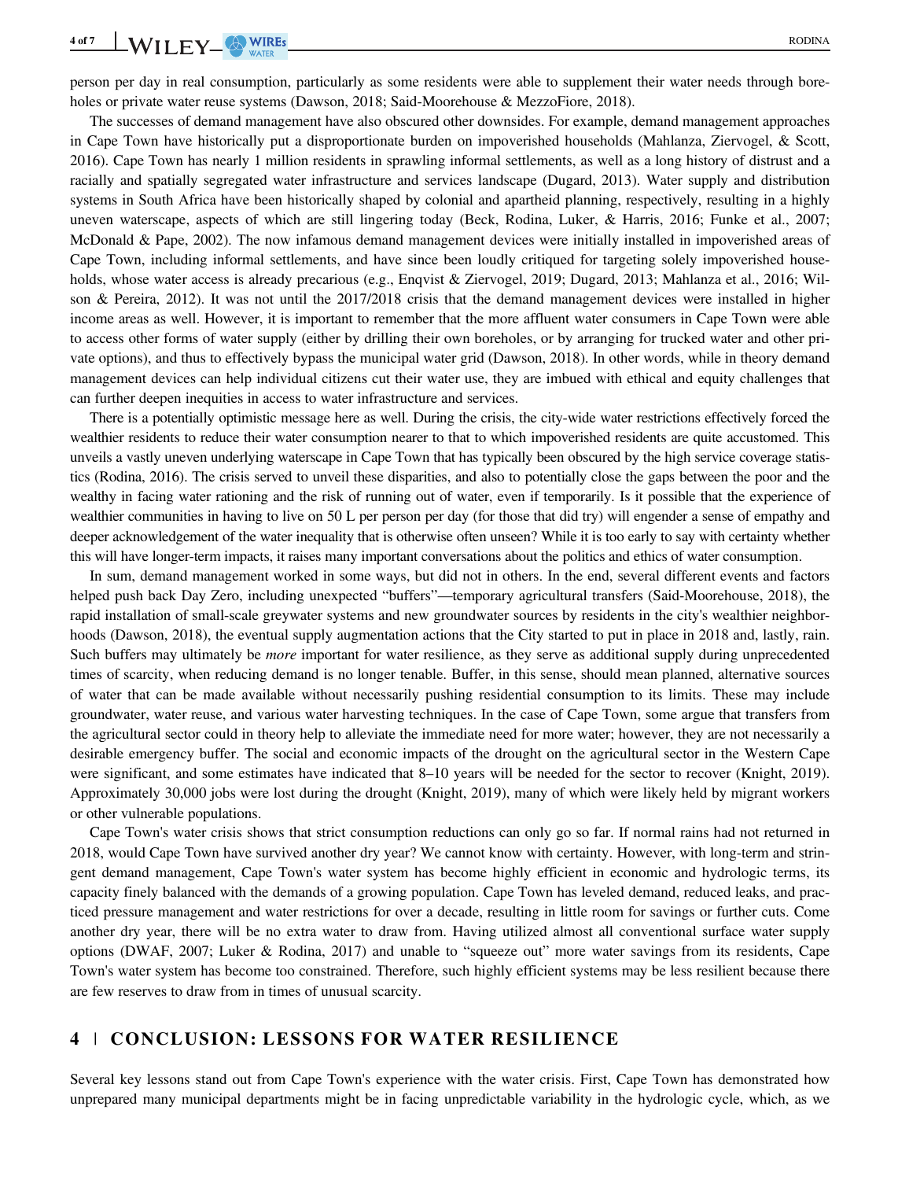person per day in real consumption, particularly as some residents were able to supplement their water needs through boreholes or private water reuse systems (Dawson, 2018; Said-Moorehouse & MezzoFiore, 2018).

The successes of demand management have also obscured other downsides. For example, demand management approaches in Cape Town have historically put a disproportionate burden on impoverished households (Mahlanza, Ziervogel, & Scott, 2016). Cape Town has nearly 1 million residents in sprawling informal settlements, as well as a long history of distrust and a racially and spatially segregated water infrastructure and services landscape (Dugard, 2013). Water supply and distribution systems in South Africa have been historically shaped by colonial and apartheid planning, respectively, resulting in a highly uneven waterscape, aspects of which are still lingering today (Beck, Rodina, Luker, & Harris, 2016; Funke et al., 2007; McDonald & Pape, 2002). The now infamous demand management devices were initially installed in impoverished areas of Cape Town, including informal settlements, and have since been loudly critiqued for targeting solely impoverished households, whose water access is already precarious (e.g., Enqvist & Ziervogel, 2019; Dugard, 2013; Mahlanza et al., 2016; Wilson & Pereira, 2012). It was not until the 2017/2018 crisis that the demand management devices were installed in higher income areas as well. However, it is important to remember that the more affluent water consumers in Cape Town were able to access other forms of water supply (either by drilling their own boreholes, or by arranging for trucked water and other private options), and thus to effectively bypass the municipal water grid (Dawson, 2018). In other words, while in theory demand management devices can help individual citizens cut their water use, they are imbued with ethical and equity challenges that can further deepen inequities in access to water infrastructure and services.

There is a potentially optimistic message here as well. During the crisis, the city-wide water restrictions effectively forced the wealthier residents to reduce their water consumption nearer to that to which impoverished residents are quite accustomed. This unveils a vastly uneven underlying waterscape in Cape Town that has typically been obscured by the high service coverage statistics (Rodina, 2016). The crisis served to unveil these disparities, and also to potentially close the gaps between the poor and the wealthy in facing water rationing and the risk of running out of water, even if temporarily. Is it possible that the experience of wealthier communities in having to live on 50 L per person per day (for those that did try) will engender a sense of empathy and deeper acknowledgement of the water inequality that is otherwise often unseen? While it is too early to say with certainty whether this will have longer-term impacts, it raises many important conversations about the politics and ethics of water consumption.

In sum, demand management worked in some ways, but did not in others. In the end, several different events and factors helped push back Day Zero, including unexpected "buffers"—temporary agricultural transfers (Said-Moorehouse, 2018), the rapid installation of small-scale greywater systems and new groundwater sources by residents in the city's wealthier neighborhoods (Dawson, 2018), the eventual supply augmentation actions that the City started to put in place in 2018 and, lastly, rain. Such buffers may ultimately be *more* important for water resilience, as they serve as additional supply during unprecedented times of scarcity, when reducing demand is no longer tenable. Buffer, in this sense, should mean planned, alternative sources of water that can be made available without necessarily pushing residential consumption to its limits. These may include groundwater, water reuse, and various water harvesting techniques. In the case of Cape Town, some argue that transfers from the agricultural sector could in theory help to alleviate the immediate need for more water; however, they are not necessarily a desirable emergency buffer. The social and economic impacts of the drought on the agricultural sector in the Western Cape were significant, and some estimates have indicated that 8–10 years will be needed for the sector to recover (Knight, 2019). Approximately 30,000 jobs were lost during the drought (Knight, 2019), many of which were likely held by migrant workers or other vulnerable populations.

Cape Town's water crisis shows that strict consumption reductions can only go so far. If normal rains had not returned in 2018, would Cape Town have survived another dry year? We cannot know with certainty. However, with long-term and stringent demand management, Cape Town's water system has become highly efficient in economic and hydrologic terms, its capacity finely balanced with the demands of a growing population. Cape Town has leveled demand, reduced leaks, and practiced pressure management and water restrictions for over a decade, resulting in little room for savings or further cuts. Come another dry year, there will be no extra water to draw from. Having utilized almost all conventional surface water supply options (DWAF, 2007; Luker & Rodina, 2017) and unable to "squeeze out" more water savings from its residents, Cape Town's water system has become too constrained. Therefore, such highly efficient systems may be less resilient because there are few reserves to draw from in times of unusual scarcity.

## 4 | CONCLUSION: LESSONS FOR WATER RESILIENCE

Several key lessons stand out from Cape Town's experience with the water crisis. First, Cape Town has demonstrated how unprepared many municipal departments might be in facing unpredictable variability in the hydrologic cycle, which, as we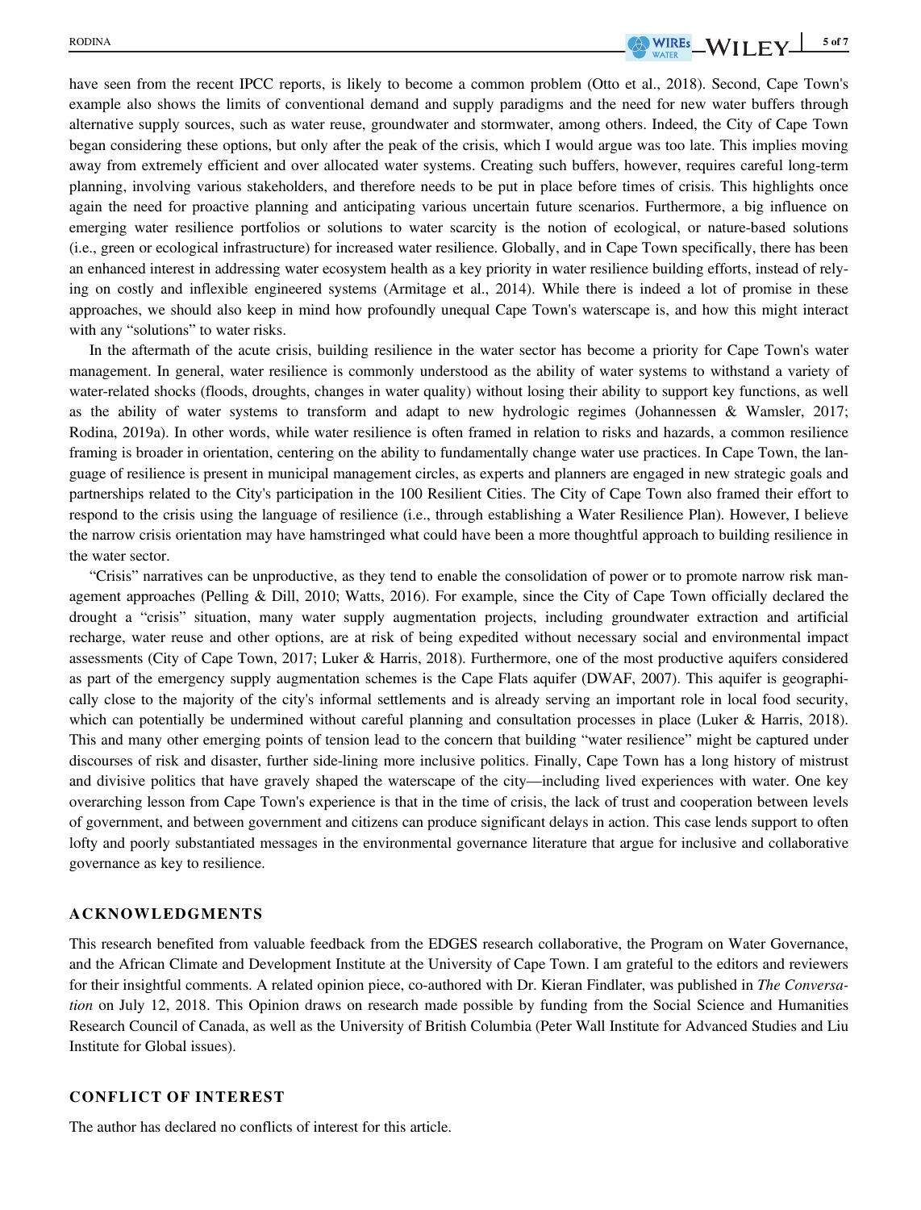have seen from the recent IPCC reports, is likely to become a common problem (Otto et al., 2018). Second, Cape Town's example also shows the limits of conventional demand and supply paradigms and the need for new water buffers through alternative supply sources, such as water reuse, groundwater and stormwater, among others. Indeed, the City of Cape Town began considering these options, but only after the peak of the crisis, which I would argue was too late. This implies moving away from extremely efficient and over allocated water systems. Creating such buffers, however, requires careful long-term planning, involving various stakeholders, and therefore needs to be put in place before times of crisis. This highlights once again the need for proactive planning and anticipating various uncertain future scenarios. Furthermore, a big influence on emerging water resilience portfolios or solutions to water scarcity is the notion of ecological, or nature-based solutions (i.e., green or ecological infrastructure) for increased water resilience. Globally, and in Cape Town specifically, there has been an enhanced interest in addressing water ecosystem health as a key priority in water resilience building efforts, instead of relying on costly and inflexible engineered systems (Armitage et al., 2014). While there is indeed a lot of promise in these approaches, we should also keep in mind how profoundly unequal Cape Town's waterscape is, and how this might interact with any "solutions" to water risks.

In the aftermath of the acute crisis, building resilience in the water sector has become a priority for Cape Town's water management. In general, water resilience is commonly understood as the ability of water systems to withstand a variety of water-related shocks (floods, droughts, changes in water quality) without losing their ability to support key functions, as well as the ability of water systems to transform and adapt to new hydrologic regimes (Johannessen & Wamsler, 2017; Rodina, 2019a). In other words, while water resilience is often framed in relation to risks and hazards, a common resilience framing is broader in orientation, centering on the ability to fundamentally change water use practices. In Cape Town, the language of resilience is present in municipal management circles, as experts and planners are engaged in new strategic goals and partnerships related to the City's participation in the 100 Resilient Cities. The City of Cape Town also framed their effort to respond to the crisis using the language of resilience (i.e., through establishing a Water Resilience Plan). However, I believe the narrow crisis orientation may have hamstringed what could have been a more thoughtful approach to building resilience in the water sector.

"Crisis" narratives can be unproductive, as they tend to enable the consolidation of power or to promote narrow risk management approaches (Pelling & Dill, 2010; Watts, 2016). For example, since the City of Cape Town officially declared the drought a "crisis" situation, many water supply augmentation projects, including groundwater extraction and artificial recharge, water reuse and other options, are at risk of being expedited without necessary social and environmental impact assessments (City of Cape Town, 2017; Luker & Harris, 2018). Furthermore, one of the most productive aquifers considered as part of the emergency supply augmentation schemes is the Cape Flats aquifer (DWAF, 2007). This aquifer is geographically close to the majority of the city's informal settlements and is already serving an important role in local food security, which can potentially be undermined without careful planning and consultation processes in place (Luker & Harris, 2018). This and many other emerging points of tension lead to the concern that building "water resilience" might be captured under discourses of risk and disaster, further side-lining more inclusive politics. Finally, Cape Town has a long history of mistrust and divisive politics that have gravely shaped the waterscape of the city—including lived experiences with water. One key overarching lesson from Cape Town's experience is that in the time of crisis, the lack of trust and cooperation between levels of government, and between government and citizens can produce significant delays in action. This case lends support to often lofty and poorly substantiated messages in the environmental governance literature that argue for inclusive and collaborative governance as key to resilience.

## ACKNOWLEDGMENTS

This research benefited from valuable feedback from the EDGES research collaborative, the Program on Water Governance, and the African Climate and Development Institute at the University of Cape Town. I am grateful to the editors and reviewers for their insightful comments. A related opinion piece, co-authored with Dr. Kieran Findlater, was published in *The Conversation* on July 12, 2018. This Opinion draws on research made possible by funding from the Social Science and Humanities Research Council of Canada, as well as the University of British Columbia (Peter Wall Institute for Advanced Studies and Liu Institute for Global issues).

## CONFLICT OF INTEREST

The author has declared no conflicts of interest for this article.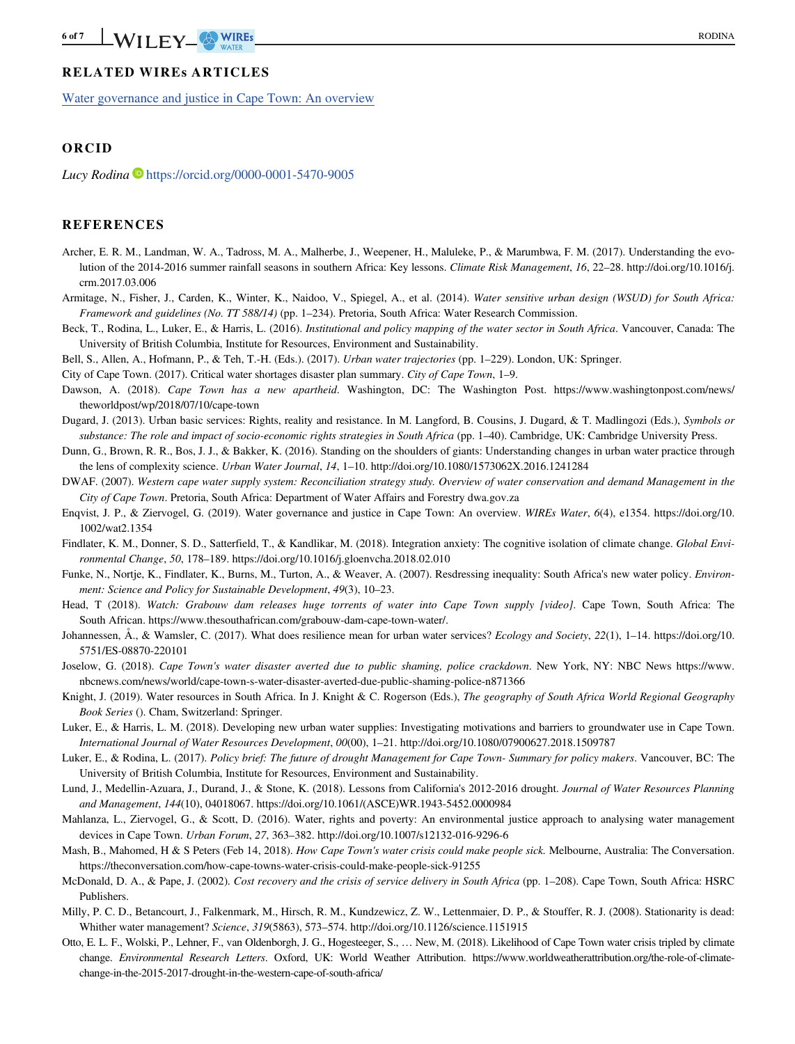## RELATED WIREs ARTICLES

Water governance and justice in Cape Town: An overview

## ORCID

*Lucy Rodina* https://orcid.org/0000-0001-5470-9005

## REFERENCES

Archer, E. R. M., Landman, W. A., Tadross, M. A., Malherbe, J., Weepener, H., Maluleke, P., & Marumbwa, F. M. (2017). Understanding the evolution of the 2014-2016 summer rainfall seasons in southern Africa: Key lessons. *Climate Risk Management*, *16*, 22–28. http://doi.org/10.1016/j.crm.2017.03.006

Armitage, N., Fisher, J., Carden, K., Winter, K., Naidoo, V., Spiegel, A., et al. (2014). *Water sensitive urban design (WSUD) for South Africa: Framework and guidelines (No. TT 588/14)* (pp. 1–234). Pretoria, South Africa: Water Research Commission.

Beck, T., Rodina, L., Luker, E., & Harris, L. (2016). *Institutional and policy mapping of the water sector in South Africa*. Vancouver, Canada: The University of British Columbia, Institute for Resources, Environment and Sustainability.

Bell, S., Allen, A., Hofmann, P., & Teh, T.-H. (Eds.). (2017). *Urban water trajectories* (pp. 1–229). London, UK: Springer.

City of Cape Town. (2017). Critical water shortages disaster plan summary. *City of Cape Town*, 1–9.

Dawson, A. (2018). *Cape Town has a new apartheid*. Washington, DC: The Washington Post. https://www.washingtonpost.com/news/theworldpost/wp/2018/07/10/cape-town

Dugard, J. (2013). Urban basic services: Rights, reality and resistance. In M. Langford, B. Cousins, J. Dugard, & T. Madlingozi (Eds.), *Symbols or substance: The role and impact of socio-economic rights strategies in South Africa* (pp. 1–40). Cambridge, UK: Cambridge University Press.

Dunn, G., Brown, R. R., Bos, J. J., & Bakker, K. (2016). Standing on the shoulders of giants: Understanding changes in urban water practice through the lens of complexity science. *Urban Water Journal*, *14*, 1–10. http://doi.org/10.1080/1573062X.2016.1241284

DWAF. (2007). *Western cape water supply system: Reconciliation strategy study. Overview of water conservation and demand Management in the City of Cape Town*. Pretoria, South Africa: Department of Water Affairs and Forestry dwa.gov.za

Enqvist, J. P., & Ziervogel, G. (2019). Water governance and justice in Cape Town: An overview. *WIREs Water*, *6*(4), e1354. https://doi.org/10.1002/wat2.1354

Findlater, K. M., Donner, S. D., Satterfield, T., & Kandlikar, M. (2018). Integration anxiety: The cognitive isolation of climate change. *Global Environmental Change*, *50*, 178–189. https://doi.org/10.1016/j.gloenvcha.2018.02.010

Funke, N., Nortje, K., Findlater, K., Burns, M., Turton, A., & Weaver, A. (2007). Resdressing inequality: South Africa's new water policy. *Environment: Science and Policy for Sustainable Development*, *49*(3), 10–23.

Head, T (2018). *Watch: Grabouw dam releases huge torrents of water into Cape Town supply [video]*. Cape Town, South Africa: The South African. https://www.thesouthafrican.com/grabouw-dam-cape-town-water/.

Johannessen, Å., & Wamsler, C. (2017). What does resilience mean for urban water services? *Ecology and Society*, *22*(1), 1–14. https://doi.org/10.5751/ES-08870-220101

Joselow, G. (2018). *Cape Town's water disaster averted due to public shaming, police crackdown*. New York, NY: NBC News https://www.nbcnews.com/news/world/cape-town-s-water-disaster-averted-due-public-shaming-police-n871366

Knight, J. (2019). Water resources in South Africa. In J. Knight & C. Rogerson (Eds.), *The geography of South Africa World Regional Geography Book Series* (). Cham, Switzerland: Springer.

Luker, E., & Harris, L. M. (2018). Developing new urban water supplies: Investigating motivations and barriers to groundwater use in Cape Town. *International Journal of Water Resources Development*, *00*(00), 1–21. http://doi.org/10.1080/07900627.2018.1509787

Luker, E., & Rodina, L. (2017). *Policy brief: The future of drought Management for Cape Town- Summary for policy makers*. Vancouver, BC: The University of British Columbia, Institute for Resources, Environment and Sustainability.

Lund, J., Medellin-Azuara, J., Durand, J., & Stone, K. (2018). Lessons from California's 2012-2016 drought. *Journal of Water Resources Planning and Management*, *144*(10), 04018067. https://doi.org/10.1061/(ASCE)WR.1943-5452.0000984

Mahlanza, L., Ziervogel, G., & Scott, D. (2016). Water, rights and poverty: An environmental justice approach to analysing water management devices in Cape Town. *Urban Forum*, *27*, 363–382. http://doi.org/10.1007/s12132-016-9296-6

Mash, B., Mahomed, H & S Peters (Feb 14, 2018). *How Cape Town's water crisis could make people sick.* Melbourne, Australia: The Conversation. https://theconversation.com/how-cape-towns-water-crisis-could-make-people-sick-91255

McDonald, D. A., & Pape, J. (2002). *Cost recovery and the crisis of service delivery in South Africa* (pp. 1–208). Cape Town, South Africa: HSRC Publishers.

Milly, P. C. D., Betancourt, J., Falkenmark, M., Hirsch, R. M., Kundzewicz, Z. W., Lettenmaier, D. P., & Stouffer, R. J. (2008). Stationarity is dead: Whither water management? *Science*, *319*(5863), 573–574. http://doi.org/10.1126/science.1151915

Otto, E. L. F., Wolski, P., Lehner, F., van Oldenborgh, J. G., Hogesteeger, S., … New, M. (2018). Likelihood of Cape Town water crisis tripled by climate change. *Environmental Research Letters*. Oxford, UK: World Weather Attribution. https://www.worldweatherattribution.org/the-role-of-climate-change-in-the-2015-2017-drought-in-the-western-cape-of-south-africa/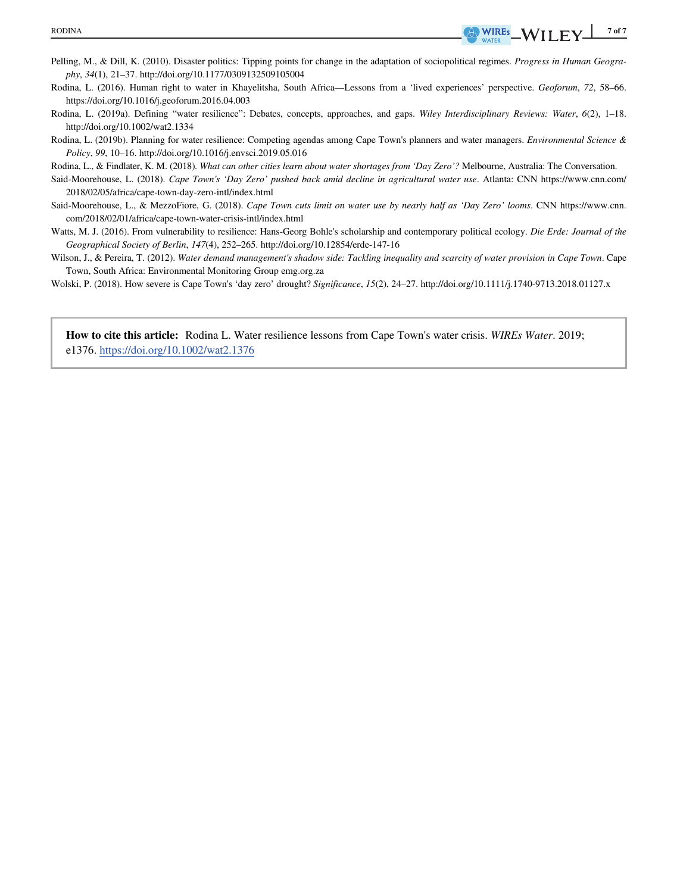Pelling, M., & Dill, K. (2010). Disaster politics: Tipping points for change in the adaptation of sociopolitical regimes. *Progress in Human Geography*, *34*(1), 21–37. http://doi.org/10.1177/0309132509105004

Rodina, L. (2016). Human right to water in Khayelitsha, South Africa—Lessons from a 'lived experiences' perspective. *Geoforum*, *72*, 58–66. https://doi.org/10.1016/j.geoforum.2016.04.003

Rodina, L. (2019a). Defining "water resilience": Debates, concepts, approaches, and gaps. *Wiley Interdisciplinary Reviews: Water*, *6*(2), 1–18. http://doi.org/10.1002/wat2.1334

Rodina, L. (2019b). Planning for water resilience: Competing agendas among Cape Town's planners and water managers. *Environmental Science & Policy*, *99*, 10–16. http://doi.org/10.1016/j.envsci.2019.05.016

Rodina, L., & Findlater, K. M. (2018). *What can other cities learn about water shortages from 'Day Zero'?* Melbourne, Australia: The Conversation.

Said-Moorehouse, L. (2018). *Cape Town's 'Day Zero' pushed back amid decline in agricultural water use*. Atlanta: CNN https://www.cnn.com/2018/02/05/africa/cape-town-day-zero-intl/index.html

Said-Moorehouse, L., & MezzoFiore, G. (2018). *Cape Town cuts limit on water use by nearly half as 'Day Zero' looms*. CNN https://www.cnn.com/2018/02/01/africa/cape-town-water-crisis-intl/index.html

Watts, M. J. (2016). From vulnerability to resilience: Hans-Georg Bohle's scholarship and contemporary political ecology. *Die Erde: Journal of the Geographical Society of Berlin*, *147*(4), 252–265. http://doi.org/10.12854/erde-147-16

Wilson, J., & Pereira, T. (2012). *Water demand management's shadow side: Tackling inequality and scarcity of water provision in Cape Town*. Cape Town, South Africa: Environmental Monitoring Group emg.org.za

Wolski, P. (2018). How severe is Cape Town's 'day zero' drought? *Significance*, *15*(2), 24–27. http://doi.org/10.1111/j.1740-9713.2018.01127.x

**How to cite this article:** Rodina L. Water resilience lessons from Cape Town's water crisis. *WIREs Water*. 2019; e1376. https://doi.org/10.1002/wat2.1376